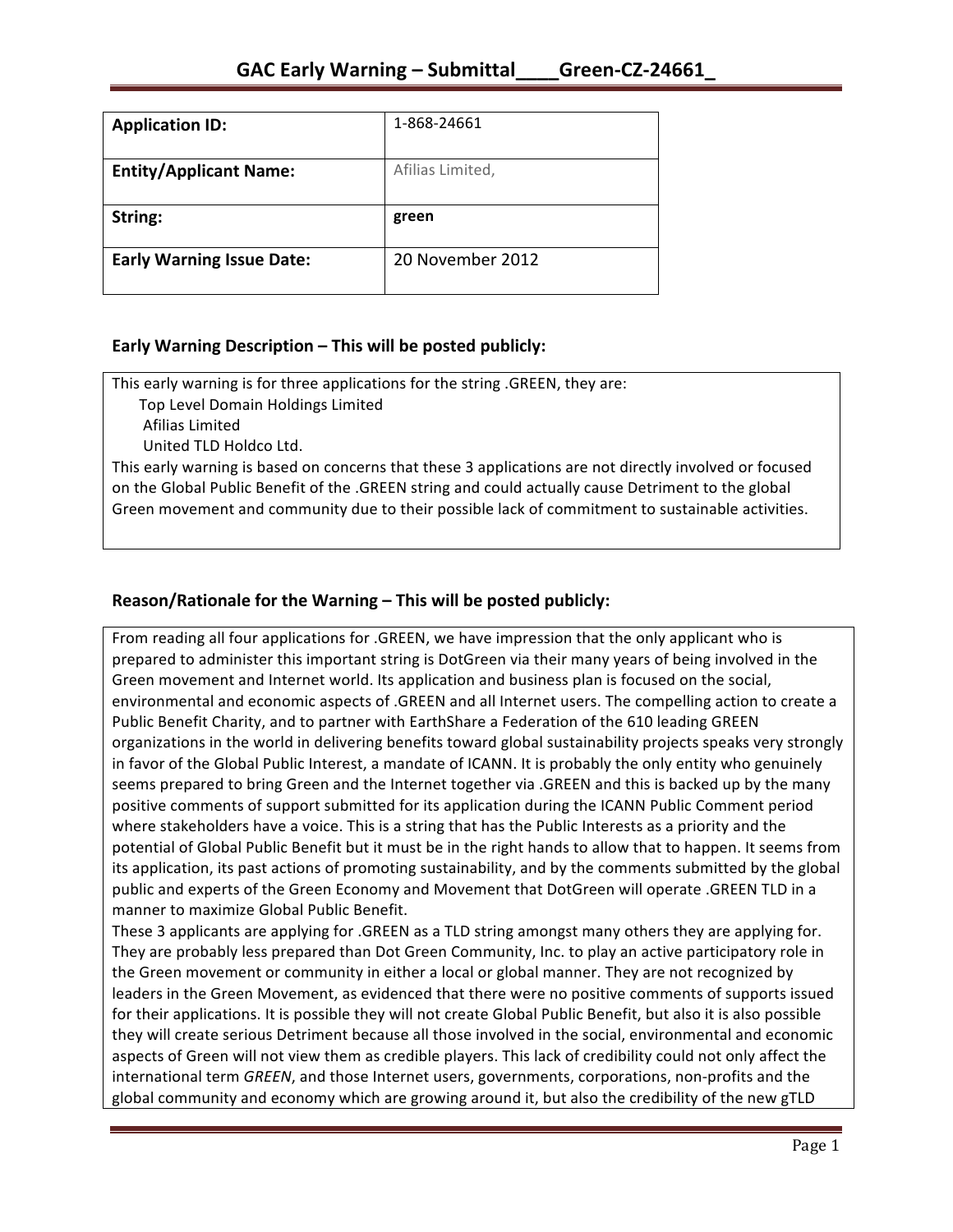# GAC Early Warning – Submittal____Green-CZ-24661_

| **Application ID:** | 1-868-24661 |
|---|---|
| **Entity/Applicant Name:** | Afilias Limited, |
| **String:** | **green** |
| **Early Warning Issue Date:** | 20 November 2012 |

## Early Warning Description – This will be posted publicly:

This early warning is for three applications for the string .GREEN, they are:

- Top Level Domain Holdings Limited
- Afilias Limited
- United TLD Holdco Ltd.

This early warning is based on concerns that these 3 applications are not directly involved or focused on the Global Public Benefit of the .GREEN string and could actually cause Detriment to the global Green movement and community due to their possible lack of commitment to sustainable activities.

## Reason/Rationale for the Warning – This will be posted publicly:

From reading all four applications for .GREEN, we have impression that the only applicant who is prepared to administer this important string is DotGreen via their many years of being involved in the Green movement and Internet world. Its application and business plan is focused on the social, environmental and economic aspects of .GREEN and all Internet users. The compelling action to create a Public Benefit Charity, and to partner with EarthShare a Federation of the 610 leading GREEN organizations in the world in delivering benefits toward global sustainability projects speaks very strongly in favor of the Global Public Interest, a mandate of ICANN. It is probably the only entity who genuinely seems prepared to bring Green and the Internet together via .GREEN and this is backed up by the many positive comments of support submitted for its application during the ICANN Public Comment period where stakeholders have a voice. This is a string that has the Public Interests as a priority and the potential of Global Public Benefit but it must be in the right hands to allow that to happen. It seems from its application, its past actions of promoting sustainability, and by the comments submitted by the global public and experts of the Green Economy and Movement that DotGreen will operate .GREEN TLD in a manner to maximize Global Public Benefit.

These 3 applicants are applying for .GREEN as a TLD string amongst many others they are applying for. They are probably less prepared than Dot Green Community, Inc. to play an active participatory role in the Green movement or community in either a local or global manner. They are not recognized by leaders in the Green Movement, as evidenced that there were no positive comments of supports issued for their applications. It is possible they will not create Global Public Benefit, but also it is also possible they will create serious Detriment because all those involved in the social, environmental and economic aspects of Green will not view them as credible players. This lack of credibility could not only affect the international term *GREEN*, and those Internet users, governments, corporations, non-profits and the global community and economy which are growing around it, but also the credibility of the new gTLD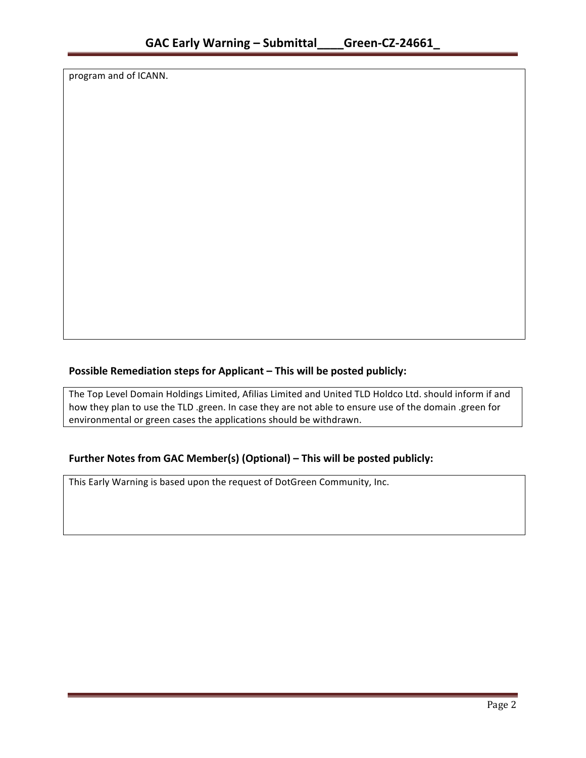program and of ICANN.

**Possible Remediation steps for Applicant – This will be posted publicly:**

The Top Level Domain Holdings Limited, Afilias Limited and United TLD Holdco Ltd. should inform if and how they plan to use the TLD .green. In case they are not able to ensure use of the domain .green for environmental or green cases the applications should be withdrawn.

**Further Notes from GAC Member(s) (Optional) – This will be posted publicly:**

This Early Warning is based upon the request of DotGreen Community, Inc.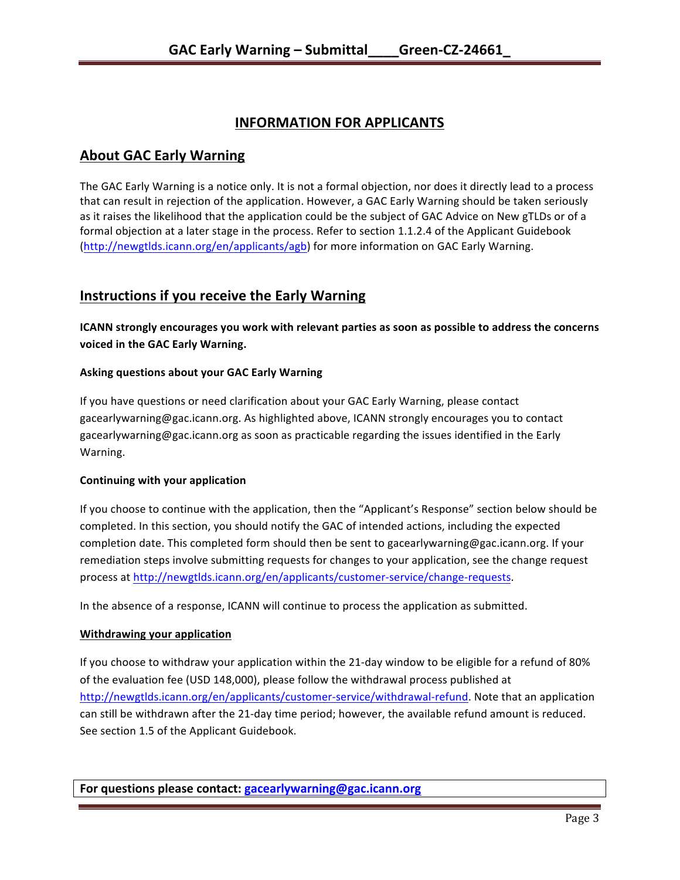## INFORMATION FOR APPLICANTS

## About GAC Early Warning

The GAC Early Warning is a notice only. It is not a formal objection, nor does it directly lead to a process that can result in rejection of the application. However, a GAC Early Warning should be taken seriously as it raises the likelihood that the application could be the subject of GAC Advice on New gTLDs or of a formal objection at a later stage in the process. Refer to section 1.1.2.4 of the Applicant Guidebook (http://newgtlds.icann.org/en/applicants/agb) for more information on GAC Early Warning.

## Instructions if you receive the Early Warning

**ICANN strongly encourages you work with relevant parties as soon as possible to address the concerns voiced in the GAC Early Warning.**

**Asking questions about your GAC Early Warning**

If you have questions or need clarification about your GAC Early Warning, please contact gacearlywarning@gac.icann.org. As highlighted above, ICANN strongly encourages you to contact gacearlywarning@gac.icann.org as soon as practicable regarding the issues identified in the Early Warning.

**Continuing with your application**

If you choose to continue with the application, then the "Applicant's Response" section below should be completed. In this section, you should notify the GAC of intended actions, including the expected completion date. This completed form should then be sent to gacearlywarning@gac.icann.org. If your remediation steps involve submitting requests for changes to your application, see the change request process at http://newgtlds.icann.org/en/applicants/customer-service/change-requests.

In the absence of a response, ICANN will continue to process the application as submitted.

**Withdrawing your application**

If you choose to withdraw your application within the 21-day window to be eligible for a refund of 80% of the evaluation fee (USD 148,000), please follow the withdrawal process published at http://newgtlds.icann.org/en/applicants/customer-service/withdrawal-refund. Note that an application can still be withdrawn after the 21-day time period; however, the available refund amount is reduced. See section 1.5 of the Applicant Guidebook.

**For questions please contact: gacearlywarning@gac.icann.org**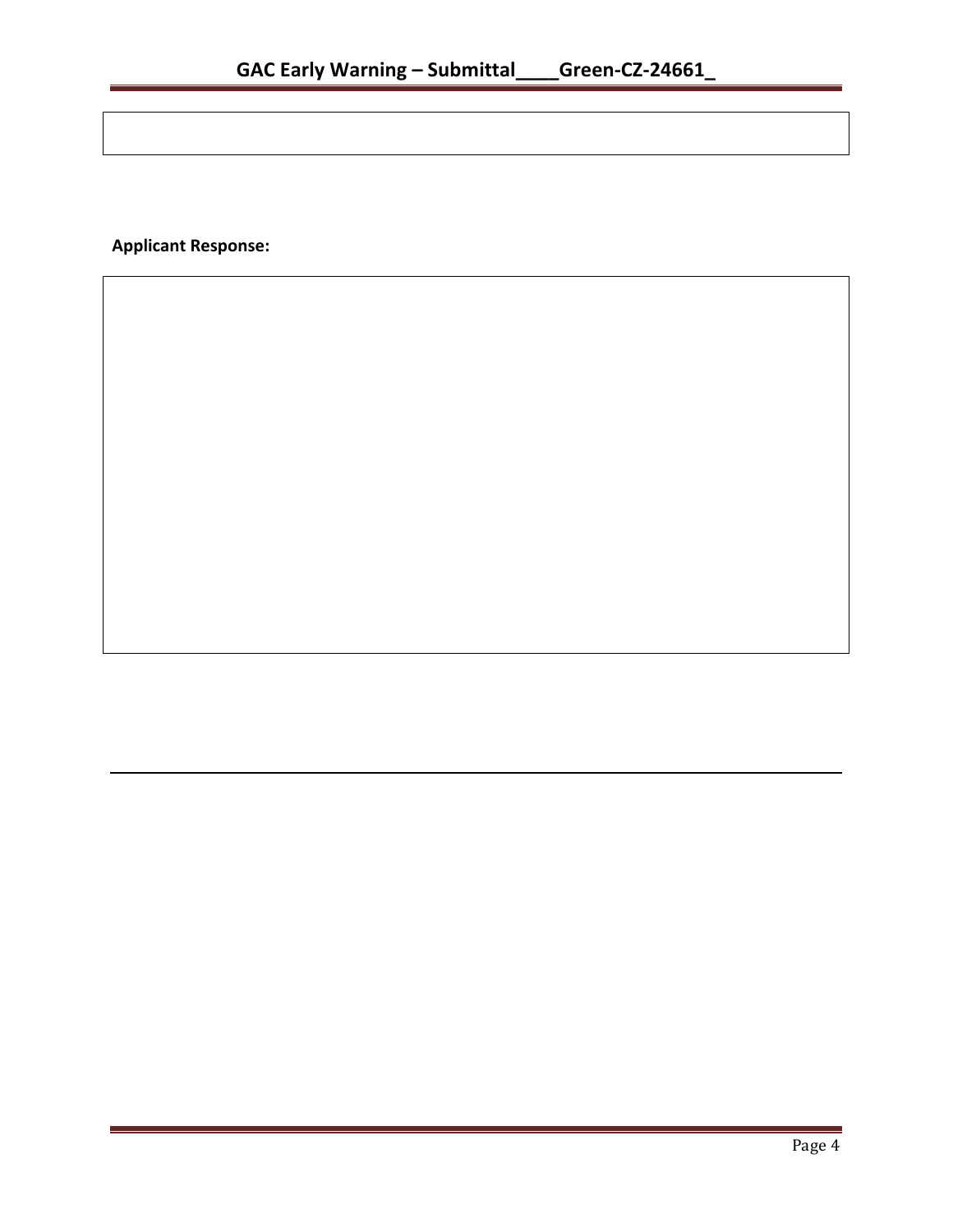**Applicant Response:**